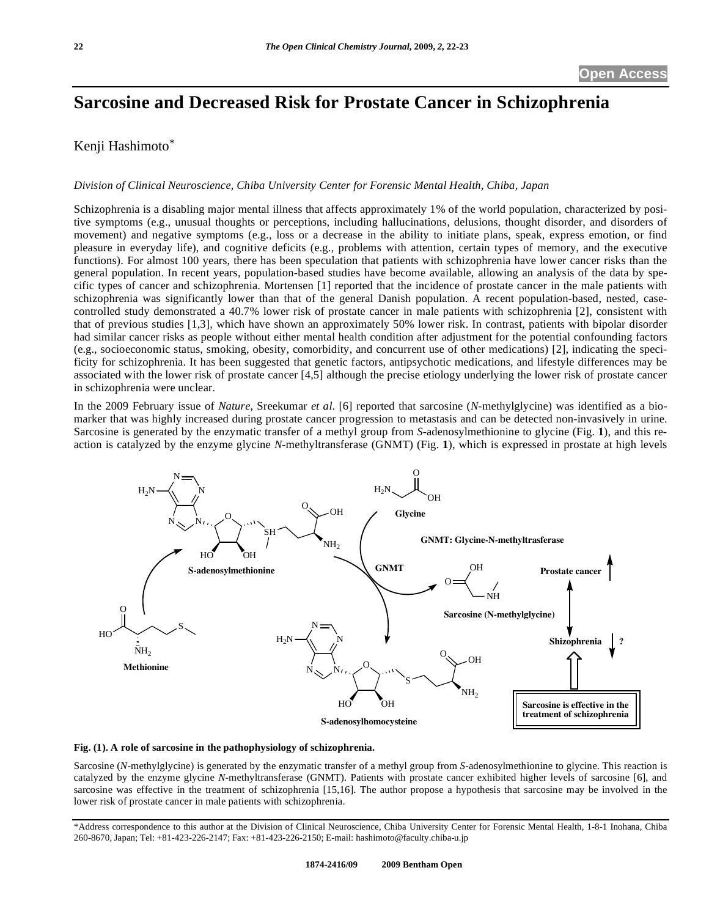Open Access

# Sarcosine and Decreased Risk for Prostate Cancer in Schizophrenia

Kenji Hashimoto*

*Division of Clinical Neuroscience, Chiba University Center for Forensic Mental Health, Chiba, Japan*

Schizophrenia is a disabling major mental illness that affects approximately 1% of the world population, characterized by positive symptoms (e.g., unusual thoughts or perceptions, including hallucinations, delusions, thought disorder, and disorders of movement) and negative symptoms (e.g., loss or a decrease in the ability to initiate plans, speak, express emotion, or find pleasure in everyday life), and cognitive deficits (e.g., problems with attention, certain types of memory, and the executive functions). For almost 100 years, there has been speculation that patients with schizophrenia have lower cancer risks than the general population. In recent years, population-based studies have become available, allowing an analysis of the data by specific types of cancer and schizophrenia. Mortensen [1] reported that the incidence of prostate cancer in the male patients with schizophrenia was significantly lower than that of the general Danish population. A recent population-based, nested, case-controlled study demonstrated a 40.7% lower risk of prostate cancer in male patients with schizophrenia [2], consistent with that of previous studies [1,3], which have shown an approximately 50% lower risk. In contrast, patients with bipolar disorder had similar cancer risks as people without either mental health condition after adjustment for the potential confounding factors (e.g., socioeconomic status, smoking, obesity, comorbidity, and concurrent use of other medications) [2], indicating the specificity for schizophrenia. It has been suggested that genetic factors, antipsychotic medications, and lifestyle differences may be associated with the lower risk of prostate cancer [4,5] although the precise etiology underlying the lower risk of prostate cancer in schizophrenia were unclear.

In the 2009 February issue of *Nature*, Sreekumar *et al.* [6] reported that sarcosine (*N*-methylglycine) was identified as a biomarker that was highly increased during prostate cancer progression to metastasis and can be detected non-invasively in urine. Sarcosine is generated by the enzymatic transfer of a methyl group from *S*-adenosylmethionine to glycine (Fig. **1**), and this reaction is catalyzed by the enzyme glycine *N*-methyltransferase (GNMT) (Fig. **1**), which is expressed in prostate at high levels

**Fig. (1). A role of sarcosine in the pathophysiology of schizophrenia.**

Sarcosine (*N*-methylglycine) is generated by the enzymatic transfer of a methyl group from *S*-adenosylmethionine to glycine. This reaction is catalyzed by the enzyme glycine *N*-methyltransferase (GNMT). Patients with prostate cancer exhibited higher levels of sarcosine [6], and sarcosine was effective in the treatment of schizophrenia [15,16]. The author propose a hypothesis that sarcosine may be involved in the lower risk of prostate cancer in male patients with schizophrenia.

*Address correspondence to this author at the Division of Clinical Neuroscience, Chiba University Center for Forensic Mental Health, 1-8-1 Inohana, Chiba 260-8670, Japan; Tel: +81-423-226-2147; Fax: +81-423-226-2150; E-mail: hashimoto@faculty.chiba-u.jp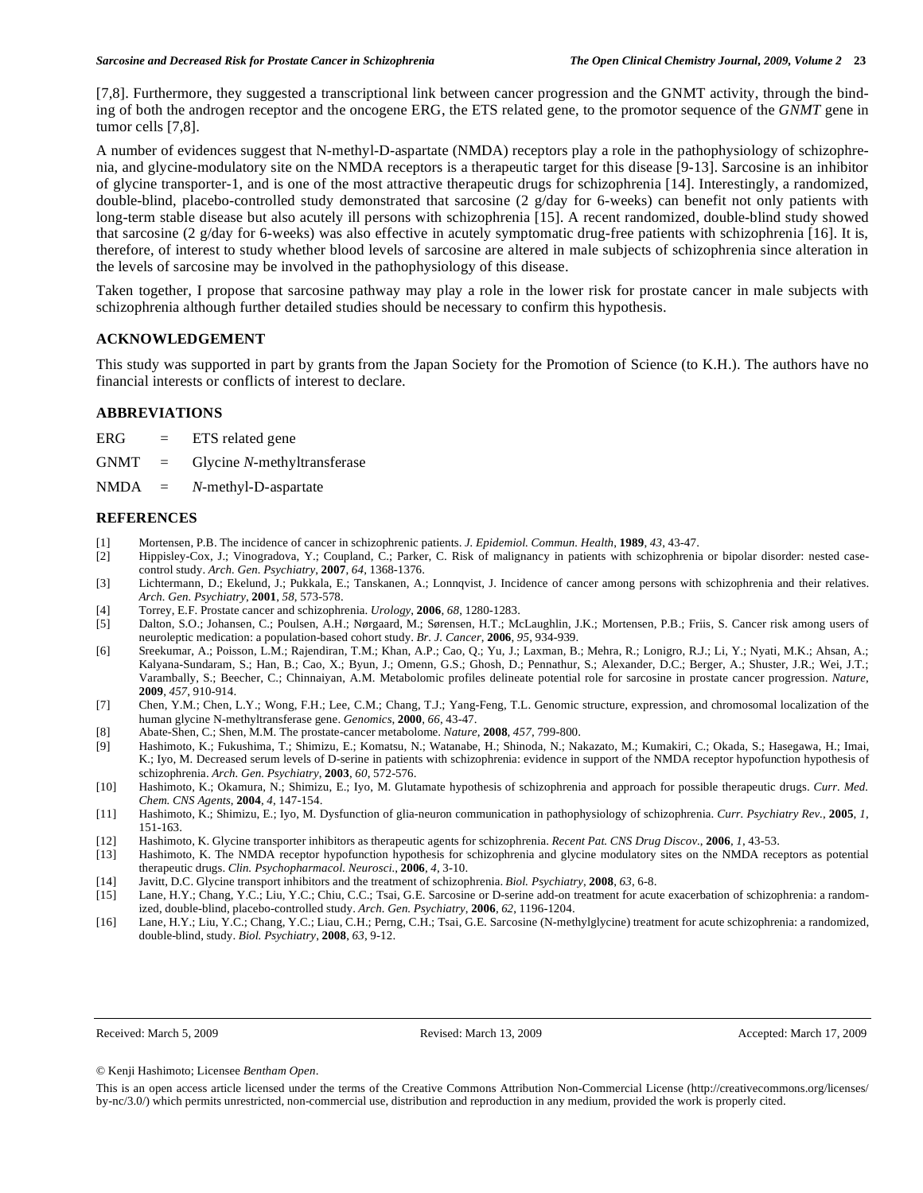[7,8]. Furthermore, they suggested a transcriptional link between cancer progression and the GNMT activity, through the binding of both the androgen receptor and the oncogene ERG, the ETS related gene, to the promotor sequence of the *GNMT* gene in tumor cells [7,8].

A number of evidences suggest that N-methyl-D-aspartate (NMDA) receptors play a role in the pathophysiology of schizophrenia, and glycine-modulatory site on the NMDA receptors is a therapeutic target for this disease [9-13]. Sarcosine is an inhibitor of glycine transporter-1, and is one of the most attractive therapeutic drugs for schizophrenia [14]. Interestingly, a randomized, double-blind, placebo-controlled study demonstrated that sarcosine (2 g/day for 6-weeks) can benefit not only patients with long-term stable disease but also acutely ill persons with schizophrenia [15]. A recent randomized, double-blind study showed that sarcosine (2 g/day for 6-weeks) was also effective in acutely symptomatic drug-free patients with schizophrenia [16]. It is, therefore, of interest to study whether blood levels of sarcosine are altered in male subjects of schizophrenia since alteration in the levels of sarcosine may be involved in the pathophysiology of this disease.

Taken together, I propose that sarcosine pathway may play a role in the lower risk for prostate cancer in male subjects with schizophrenia although further detailed studies should be necessary to confirm this hypothesis.

## ACKNOWLEDGEMENT

This study was supported in part by grants from the Japan Society for the Promotion of Science (to K.H.). The authors have no financial interests or conflicts of interest to declare.

## ABBREVIATIONS

ERG = ETS related gene

GNMT = Glycine *N*-methyltransferase

NMDA = *N*-methyl-D-aspartate

## REFERENCES

[1] Mortensen, P.B. The incidence of cancer in schizophrenic patients. *J. Epidemiol. Commun. Health*, **1989**, *43*, 43-47.

[2] Hippisley-Cox, J.; Vinogradova, Y.; Coupland, C.; Parker, C. Risk of malignancy in patients with schizophrenia or bipolar disorder: nested case-control study. *Arch. Gen. Psychiatry*, **2007**, *64*, 1368-1376.

[3] Lichtermann, D.; Ekelund, J.; Pukkala, E.; Tanskanen, A.; Lonnqvist, J. Incidence of cancer among persons with schizophrenia and their relatives. *Arch. Gen. Psychiatry*, **2001**, *58*, 573-578.

[4] Torrey, E.F. Prostate cancer and schizophrenia. *Urology*, **2006**, *68*, 1280-1283.

[5] Dalton, S.O.; Johansen, C.; Poulsen, A.H.; Nørgaard, M.; Sørensen, H.T.; McLaughlin, J.K.; Mortensen, P.B.; Friis, S. Cancer risk among users of neuroleptic medication: a population-based cohort study. *Br. J. Cancer*, **2006**, *95*, 934-939.

[6] Sreekumar, A.; Poisson, L.M.; Rajendiran, T.M.; Khan, A.P.; Cao, Q.; Yu, J.; Laxman, B.; Mehra, R.; Lonigro, R.J.; Li, Y.; Nyati, M.K.; Ahsan, A.; Kalyana-Sundaram, S.; Han, B.; Cao, X.; Byun, J.; Omenn, G.S.; Ghosh, D.; Pennathur, S.; Alexander, D.C.; Berger, A.; Shuster, J.R.; Wei, J.T.; Varambally, S.; Beecher, C.; Chinnaiyan, A.M. Metabolomic profiles delineate potential role for sarcosine in prostate cancer progression. *Nature*, **2009**, *457*, 910-914.

[7] Chen, Y.M.; Chen, L.Y.; Wong, F.H.; Lee, C.M.; Chang, T.J.; Yang-Feng, T.L. Genomic structure, expression, and chromosomal localization of the human glycine N-methyltransferase gene. *Genomics*, **2000**, *66*, 43-47.

[8] Abate-Shen, C.; Shen, M.M. The prostate-cancer metabolome. *Nature*, **2008**, *457*, 799-800.

[9] Hashimoto, K.; Fukushima, T.; Shimizu, E.; Komatsu, N.; Watanabe, H.; Shinoda, N.; Nakazato, M.; Kumakiri, C.; Okada, S.; Hasegawa, H.; Imai, K.; Iyo, M. Decreased serum levels of D-serine in patients with schizophrenia: evidence in support of the NMDA receptor hypofunction hypothesis of schizophrenia. *Arch. Gen. Psychiatry*, **2003**, *60*, 572-576.

[10] Hashimoto, K.; Okamura, N.; Shimizu, E.; Iyo, M. Glutamate hypothesis of schizophrenia and approach for possible therapeutic drugs. *Curr. Med. Chem. CNS Agents*, **2004**, *4*, 147-154.

[11] Hashimoto, K.; Shimizu, E.; Iyo, M. Dysfunction of glia-neuron communication in pathophysiology of schizophrenia. *Curr. Psychiatry Rev.*, **2005**, *1*, 151-163.

[12] Hashimoto, K. Glycine transporter inhibitors as therapeutic agents for schizophrenia. *Recent Pat. CNS Drug Discov.*, **2006**, *1*, 43-53.

[13] Hashimoto, K. The NMDA receptor hypofunction hypothesis for schizophrenia and glycine modulatory sites on the NMDA receptors as potential therapeutic drugs. *Clin. Psychopharmacol. Neurosci.*, **2006**, *4*, 3-10.

[14] Javitt, D.C. Glycine transport inhibitors and the treatment of schizophrenia. *Biol. Psychiatry*, **2008**, *63*, 6-8.

[15] Lane, H.Y.; Chang, Y.C.; Liu, Y.C.; Chiu, C.C.; Tsai, G.E. Sarcosine or D-serine add-on treatment for acute exacerbation of schizophrenia: a randomized, double-blind, placebo-controlled study. *Arch. Gen. Psychiatry*, **2006**, *62*, 1196-1204.

[16] Lane, H.Y.; Liu, Y.C.; Chang, Y.C.; Liau, C.H.; Perng, C.H.; Tsai, G.E. Sarcosine (N-methylglycine) treatment for acute schizophrenia: a randomized, double-blind, study. *Biol. Psychiatry*, **2008**, *63*, 9-12.

Received: March 5, 2009 Revised: March 13, 2009 Accepted: March 17, 2009

© Kenji Hashimoto; Licensee *Bentham Open*.

This is an open access article licensed under the terms of the Creative Commons Attribution Non-Commercial License (http://creativecommons.org/licenses/by-nc/3.0/) which permits unrestricted, non-commercial use, distribution and reproduction in any medium, provided the work is properly cited.